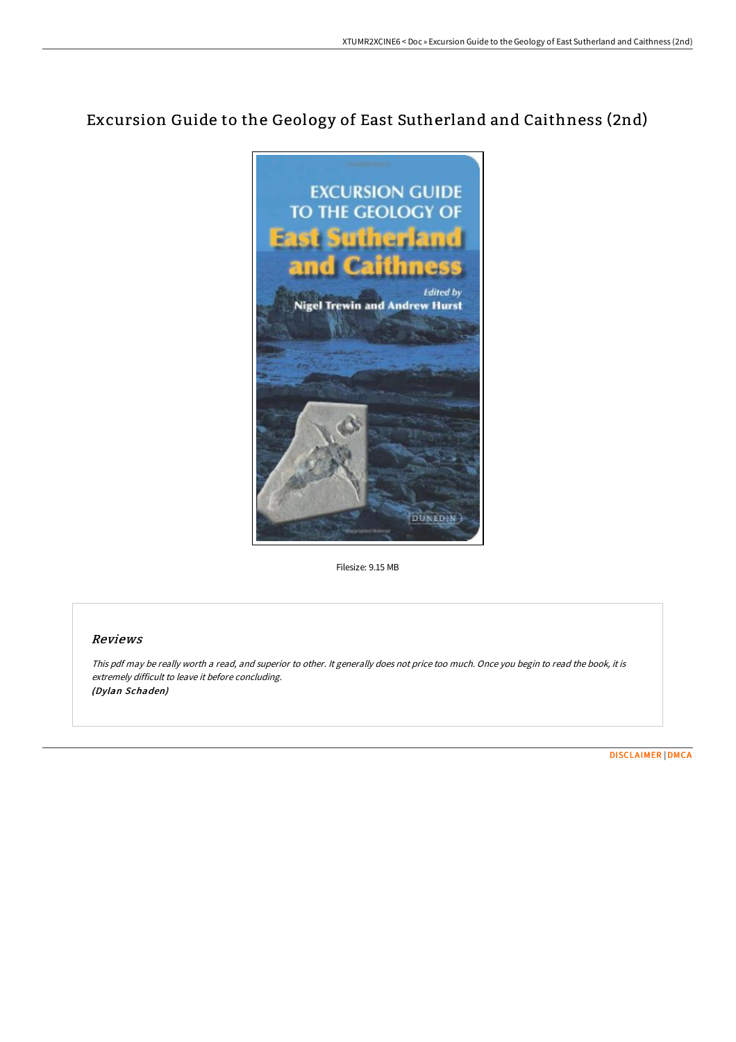# Excursion Guide to the Geology of East Sutherland and Caithness (2nd)

Filesize: 9.15 MB

## Reviews

*This pdf may be really worth a read, and superior to other. It generally does not price too much. Once you begin to read the book, it is extremely difficult to leave it before concluding.*
*(Dylan Schaden)*

DISCLAIMER | DMCA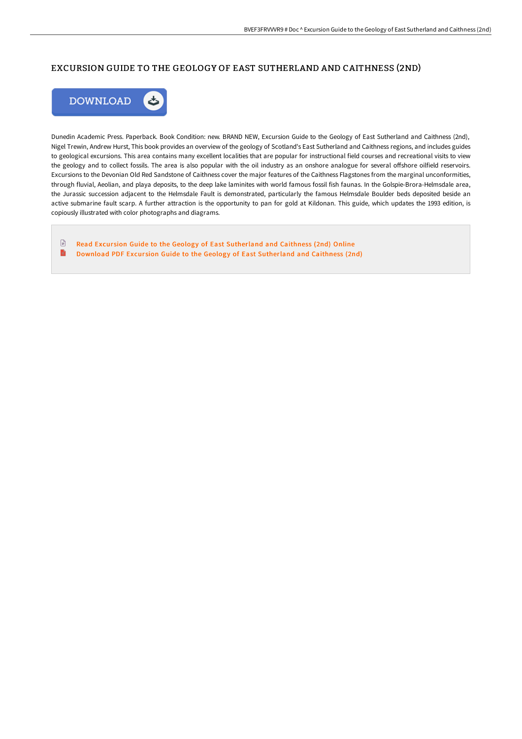# EXCURSION GUIDE TO THE GEOLOGY OF EAST SUTHERLAND AND CAITHNESS (2ND)

DOWNLOAD

Dunedin Academic Press. Paperback. Book Condition: new. BRAND NEW, Excursion Guide to the Geology of East Sutherland and Caithness (2nd), Nigel Trewin, Andrew Hurst, This book provides an overview of the geology of Scotland's East Sutherland and Caithness regions, and includes guides to geological excursions. This area contains many excellent localities that are popular for instructional field courses and recreational visits to view the geology and to collect fossils. The area is also popular with the oil industry as an onshore analogue for several offshore oilfield reservoirs. Excursions to the Devonian Old Red Sandstone of Caithness cover the major features of the Caithness Flagstones from the marginal unconformities, through fluvial, Aeolian, and playa deposits, to the deep lake laminites with world famous fossil fish faunas. In the Golspie-Brora-Helmsdale area, the Jurassic succession adjacent to the Helmsdale Fault is demonstrated, particularly the famous Helmsdale Boulder beds deposited beside an active submarine fault scarp. A further attraction is the opportunity to pan for gold at Kildonan. This guide, which updates the 1993 edition, is copiously illustrated with color photographs and diagrams.

- Read Excursion Guide to the Geology of East Sutherland and Caithness (2nd) Online
- Download PDF Excursion Guide to the Geology of East Sutherland and Caithness (2nd)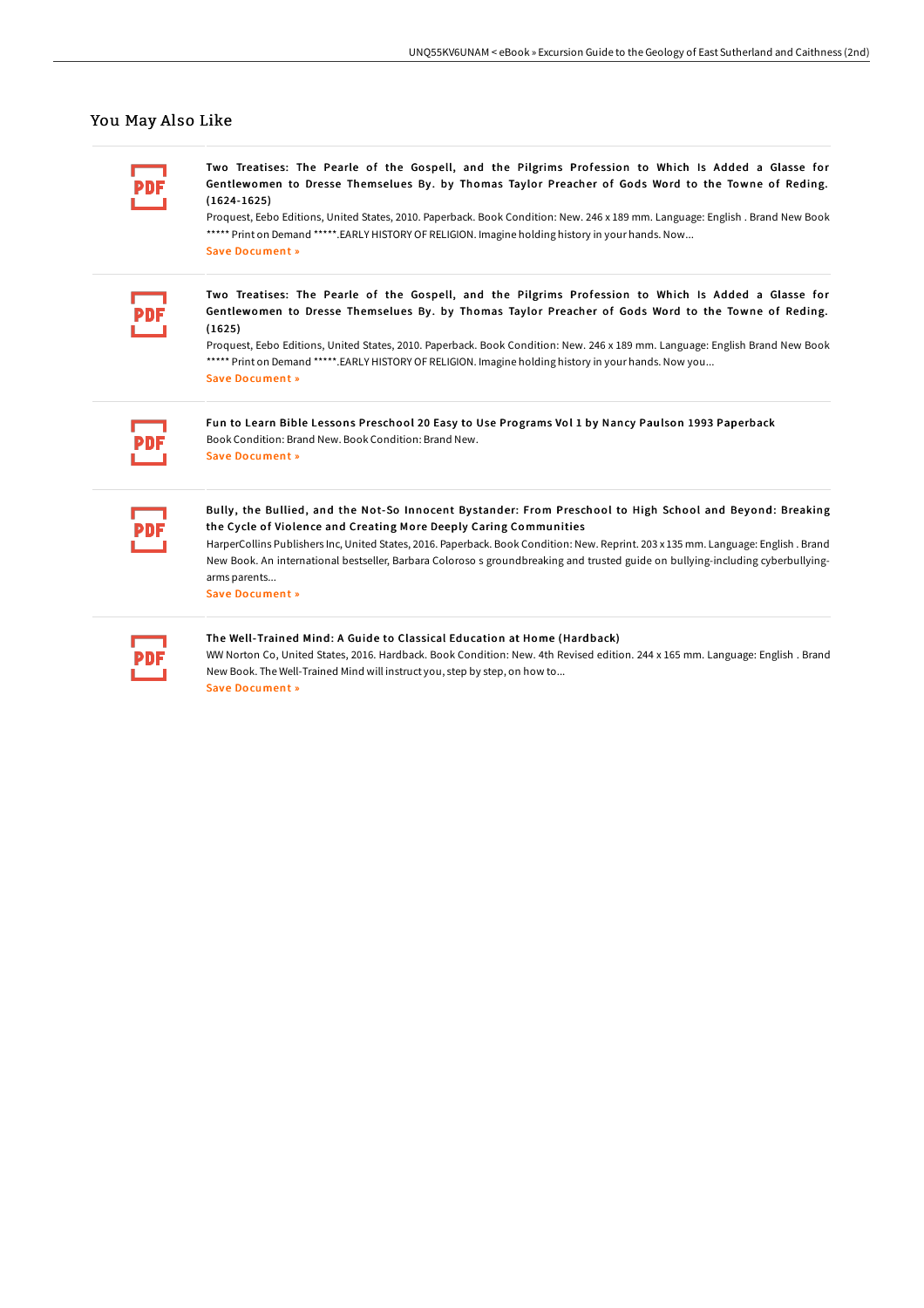## You May Also Like

**Two Treatises: The Pearle of the Gospell, and the Pilgrims Profession to Which Is Added a Glasse for Gentlewomen to Dresse Themselues By. by Thomas Taylor Preacher of Gods Word to the Towne of Reding. (1624-1625)**

Proquest, Eebo Editions, United States, 2010. Paperback. Book Condition: New. 246 x 189 mm. Language: English . Brand New Book ***** Print on Demand *****.EARLY HISTORY OF RELIGION. Imagine holding history in your hands. Now...

Save Document »

**Two Treatises: The Pearle of the Gospell, and the Pilgrims Profession to Which Is Added a Glasse for Gentlewomen to Dresse Themselues By. by Thomas Taylor Preacher of Gods Word to the Towne of Reding. (1625)**

Proquest, Eebo Editions, United States, 2010. Paperback. Book Condition: New. 246 x 189 mm. Language: English Brand New Book ***** Print on Demand *****.EARLY HISTORY OF RELIGION. Imagine holding history in your hands. Now you...

Save Document »

**Fun to Learn Bible Lessons Preschool 20 Easy to Use Programs Vol 1 by Nancy Paulson 1993 Paperback**

Book Condition: Brand New. Book Condition: Brand New.

Save Document »

**Bully, the Bullied, and the Not-So Innocent Bystander: From Preschool to High School and Beyond: Breaking the Cycle of Violence and Creating More Deeply Caring Communities**

HarperCollins Publishers Inc, United States, 2016. Paperback. Book Condition: New. Reprint. 203 x 135 mm. Language: English . Brand New Book. An international bestseller, Barbara Coloroso s groundbreaking and trusted guide on bullying-including cyberbullying-arms parents...

Save Document »

**The Well-Trained Mind: A Guide to Classical Education at Home (Hardback)**

WW Norton Co, United States, 2016. Hardback. Book Condition: New. 4th Revised edition. 244 x 165 mm. Language: English . Brand New Book. The Well-Trained Mind will instruct you, step by step, on how to...

Save Document »